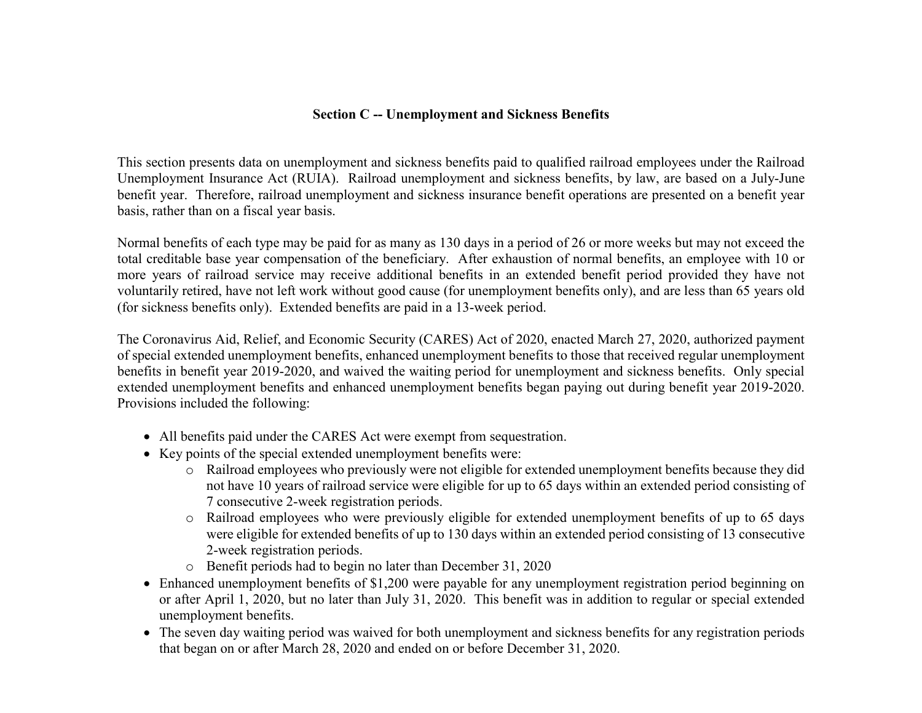## Section C -- Unemployment and Sickness Benefits

This section presents data on unemployment and sickness benefits paid to qualified railroad employees under the Railroad Unemployment Insurance Act (RUIA). Railroad unemployment and sickness benefits, by law, are based on a July-June benefit year. Therefore, railroad unemployment and sickness insurance benefit operations are presented on a benefit year basis, rather than on a fiscal year basis.

Normal benefits of each type may be paid for as many as 130 days in a period of 26 or more weeks but may not exceed the total creditable base year compensation of the beneficiary. After exhaustion of normal benefits, an employee with 10 or more years of railroad service may receive additional benefits in an extended benefit period provided they have not voluntarily retired, have not left work without good cause (for unemployment benefits only), and are less than 65 years old (for sickness benefits only). Extended benefits are paid in a 13-week period.

The Coronavirus Aid, Relief, and Economic Security (CARES) Act of 2020, enacted March 27, 2020, authorized payment of special extended unemployment benefits, enhanced unemployment benefits to those that received regular unemployment benefits in benefit year 2019-2020, and waived the waiting period for unemployment and sickness benefits. Only special extended unemployment benefits and enhanced unemployment benefits began paying out during benefit year 2019-2020. Provisions included the following:

- All benefits paid under the CARES Act were exempt from sequestration.
- Key points of the special extended unemployment benefits were:
  - Railroad employees who previously were not eligible for extended unemployment benefits because they did not have 10 years of railroad service were eligible for up to 65 days within an extended period consisting of 7 consecutive 2-week registration periods.
  - Railroad employees who were previously eligible for extended unemployment benefits of up to 65 days were eligible for extended benefits of up to 130 days within an extended period consisting of 13 consecutive 2-week registration periods.
  - Benefit periods had to begin no later than December 31, 2020
- Enhanced unemployment benefits of $1,200 were payable for any unemployment registration period beginning on or after April 1, 2020, but no later than July 31, 2020. This benefit was in addition to regular or special extended unemployment benefits.
- The seven day waiting period was waived for both unemployment and sickness benefits for any registration periods that began on or after March 28, 2020 and ended on or before December 31, 2020.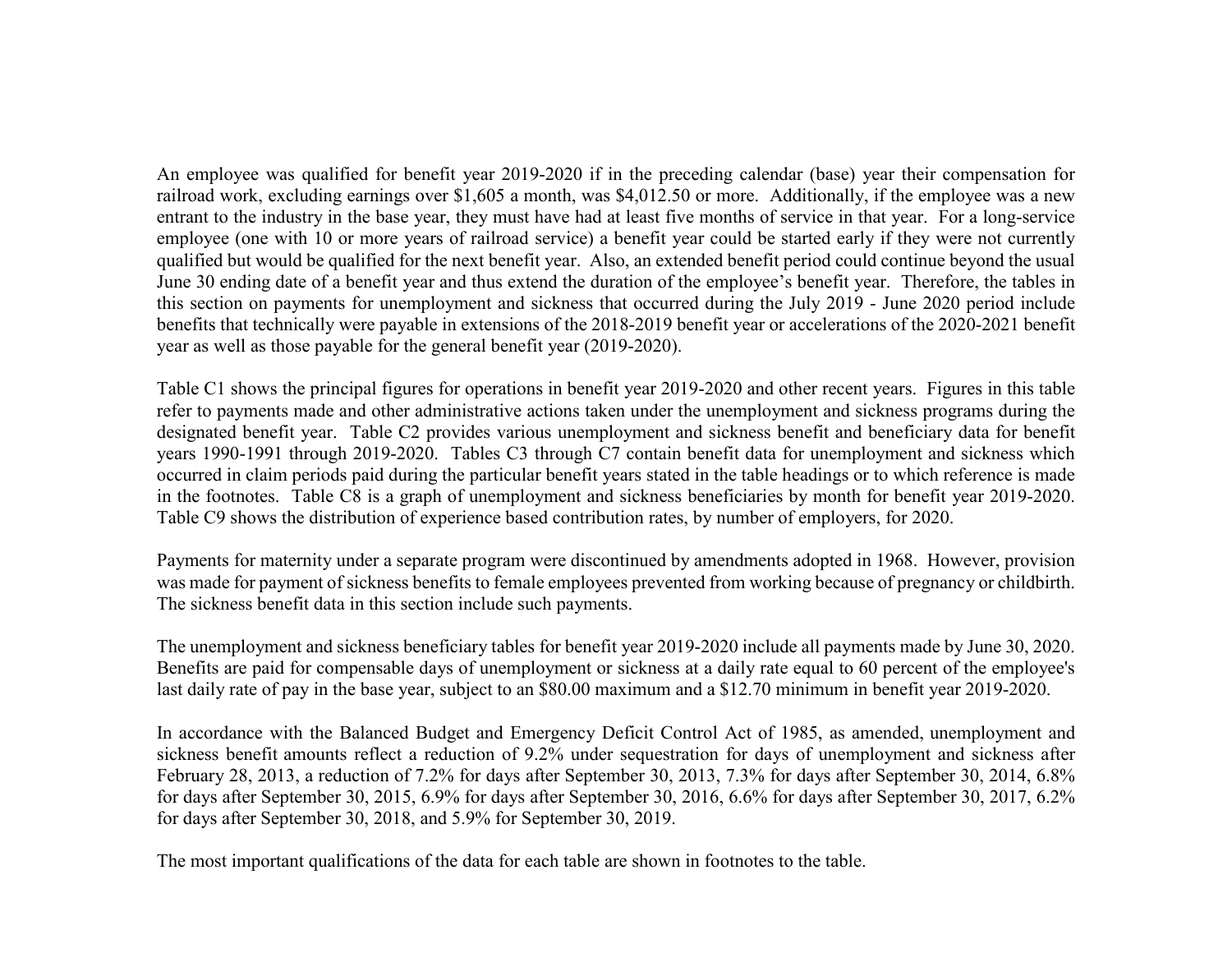An employee was qualified for benefit year 2019-2020 if in the preceding calendar (base) year their compensation for railroad work, excluding earnings over $1,605 a month, was $4,012.50 or more. Additionally, if the employee was a new entrant to the industry in the base year, they must have had at least five months of service in that year. For a long-service employee (one with 10 or more years of railroad service) a benefit year could be started early if they were not currently qualified but would be qualified for the next benefit year. Also, an extended benefit period could continue beyond the usual June 30 ending date of a benefit year and thus extend the duration of the employee's benefit year. Therefore, the tables in this section on payments for unemployment and sickness that occurred during the July 2019 - June 2020 period include benefits that technically were payable in extensions of the 2018-2019 benefit year or accelerations of the 2020-2021 benefit year as well as those payable for the general benefit year (2019-2020).

Table C1 shows the principal figures for operations in benefit year 2019-2020 and other recent years. Figures in this table refer to payments made and other administrative actions taken under the unemployment and sickness programs during the designated benefit year. Table C2 provides various unemployment and sickness benefit and beneficiary data for benefit years 1990-1991 through 2019-2020. Tables C3 through C7 contain benefit data for unemployment and sickness which occurred in claim periods paid during the particular benefit years stated in the table headings or to which reference is made in the footnotes. Table C8 is a graph of unemployment and sickness beneficiaries by month for benefit year 2019-2020. Table C9 shows the distribution of experience based contribution rates, by number of employers, for 2020.

Payments for maternity under a separate program were discontinued by amendments adopted in 1968. However, provision was made for payment of sickness benefits to female employees prevented from working because of pregnancy or childbirth. The sickness benefit data in this section include such payments.

The unemployment and sickness beneficiary tables for benefit year 2019-2020 include all payments made by June 30, 2020. Benefits are paid for compensable days of unemployment or sickness at a daily rate equal to 60 percent of the employee's last daily rate of pay in the base year, subject to an $80.00 maximum and a $12.70 minimum in benefit year 2019-2020.

In accordance with the Balanced Budget and Emergency Deficit Control Act of 1985, as amended, unemployment and sickness benefit amounts reflect a reduction of 9.2% under sequestration for days of unemployment and sickness after February 28, 2013, a reduction of 7.2% for days after September 30, 2013, 7.3% for days after September 30, 2014, 6.8% for days after September 30, 2015, 6.9% for days after September 30, 2016, 6.6% for days after September 30, 2017, 6.2% for days after September 30, 2018, and 5.9% for September 30, 2019.

The most important qualifications of the data for each table are shown in footnotes to the table.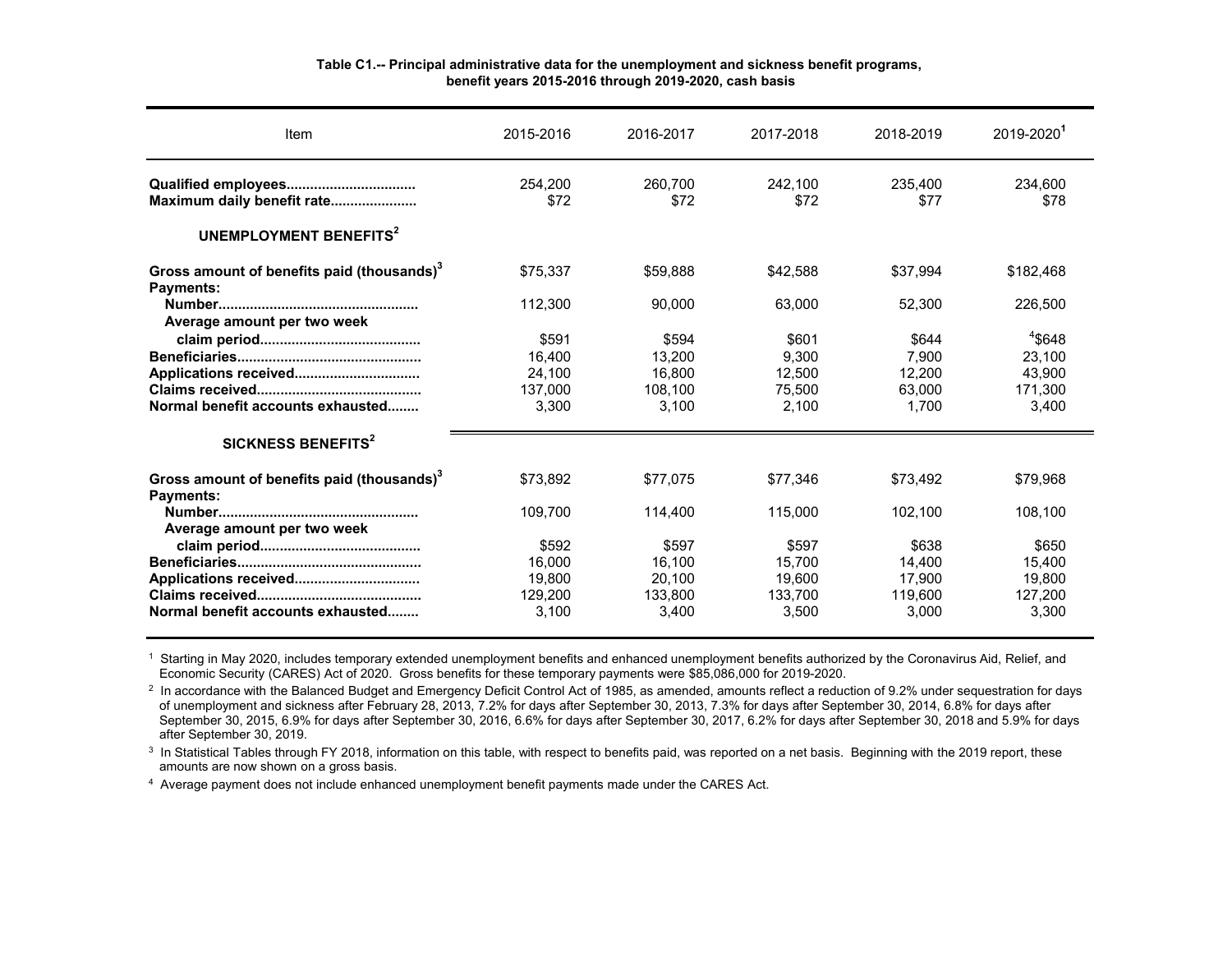**Table C1.-- Principal administrative data for the unemployment and sickness benefit programs, benefit years 2015-2016 through 2019-2020, cash basis**

| Item | 2015-2016 | 2016-2017 | 2017-2018 | 2018-2019 | 2019-2020[1] |
|---|---|---|---|---|---|
| **Qualified employees** | 254,200 | 260,700 | 242,100 | 235,400 | 234,600 |
| **Maximum daily benefit rate** | $72 | $72 | $72 | $77 | $78 |
| **UNEMPLOYMENT BENEFITS[2]** | | | | | |
| **Gross amount of benefits paid (thousands)[3]** | $75,337 | $59,888 | $42,588 | $37,994 | $182,468 |
| **Payments:** | | | | | |
| **Number** | 112,300 | 90,000 | 63,000 | 52,300 | 226,500 |
| **Average amount per two week claim period** | $591 | $594 | $601 | $644 | [4]$648 |
| **Beneficiaries** | 16,400 | 13,200 | 9,300 | 7,900 | 23,100 |
| **Applications received** | 24,100 | 16,800 | 12,500 | 12,200 | 43,900 |
| **Claims received** | 137,000 | 108,100 | 75,500 | 63,000 | 171,300 |
| **Normal benefit accounts exhausted** | 3,300 | 3,100 | 2,100 | 1,700 | 3,400 |
| **SICKNESS BENEFITS[2]** | | | | | |
| **Gross amount of benefits paid (thousands)[3]** | $73,892 | $77,075 | $77,346 | $73,492 | $79,968 |
| **Payments:** | | | | | |
| **Number** | 109,700 | 114,400 | 115,000 | 102,100 | 108,100 |
| **Average amount per two week claim period** | $592 | $597 | $597 | $638 | $650 |
| **Beneficiaries** | 16,000 | 16,100 | 15,700 | 14,400 | 15,400 |
| **Applications received** | 19,800 | 20,100 | 19,600 | 17,900 | 19,800 |
| **Claims received** | 129,200 | 133,800 | 133,700 | 119,600 | 127,200 |
| **Normal benefit accounts exhausted** | 3,100 | 3,400 | 3,500 | 3,000 | 3,300 |

[1] Starting in May 2020, includes temporary extended unemployment benefits and enhanced unemployment benefits authorized by the Coronavirus Aid, Relief, and Economic Security (CARES) Act of 2020. Gross benefits for these temporary payments were $85,086,000 for 2019-2020.

[2] In accordance with the Balanced Budget and Emergency Deficit Control Act of 1985, as amended, amounts reflect a reduction of 9.2% under sequestration for days of unemployment and sickness after February 28, 2013, 7.2% for days after September 30, 2013, 7.3% for days after September 30, 2014, 6.8% for days after September 30, 2015, 6.9% for days after September 30, 2016, 6.6% for days after September 30, 2017, 6.2% for days after September 30, 2018 and 5.9% for days after September 30, 2019.

[3] In Statistical Tables through FY 2018, information on this table, with respect to benefits paid, was reported on a net basis. Beginning with the 2019 report, these amounts are now shown on a gross basis.

[4] Average payment does not include enhanced unemployment benefit payments made under the CARES Act.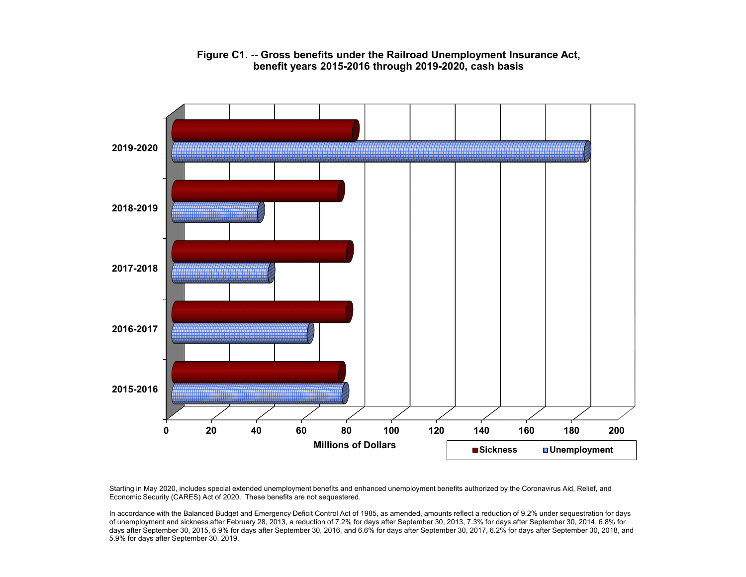**Figure C1. -- Gross benefits under the Railroad Unemployment Insurance Act, benefit years 2015-2016 through 2019-2020, cash basis**

Starting in May 2020, includes special extended unemployment benefits and enhanced unemployment benefits authorized by the Coronavirus Aid, Relief, and Economic Security (CARES) Act of 2020. These benefits are not sequestered.

In accordance with the Balanced Budget and Emergency Deficit Control Act of 1985, as amended, amounts reflect a reduction of 9.2% under sequestration for days of unemployment and sickness after February 28, 2013, a reduction of 7.2% for days after September 30, 2013, 7.3% for days after September 30, 2014, 6.8% for days after September 30, 2015, 6.9% for days after September 30, 2016, and 6.6% for days after September 30, 2017, 6.2% for days after September 30, 2018, and 5.9% for days after September 30, 2019.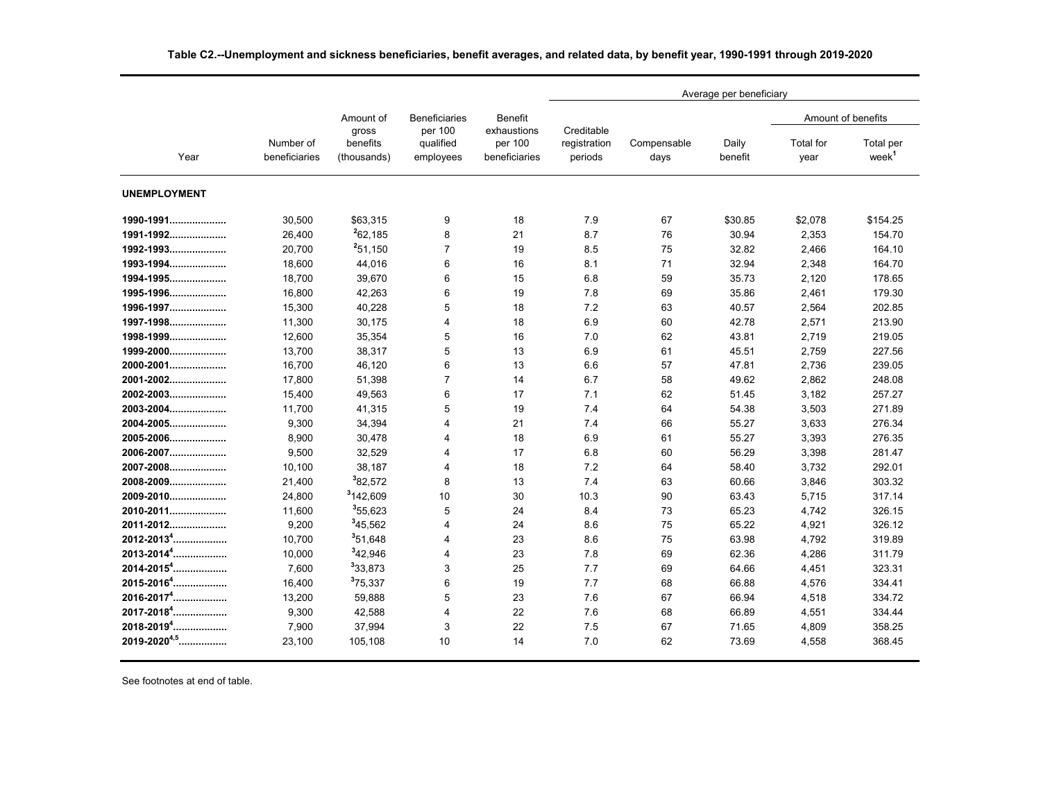**Table C2.--Unemployment and sickness beneficiaries, benefit averages, and related data, by benefit year, 1990-1991 through 2019-2020**

| Year | Number of beneficiaries | Amount of gross benefits (thousands) | Beneficiaries per 100 qualified employees | Benefit exhaustions per 100 beneficiaries | Average per beneficiary | | | Amount of benefits | |
|---|---|---|---|---|---|---|---|---|---|
| | | | | | Creditable registration periods | Compensable days | Daily benefit | Total for year | Total per week[1] |
| **UNEMPLOYMENT** | | | | | | | | | |
| **1990-1991** | 30,500 | $63,315 | 9 | 18 | 7.9 | 67 | $30.85 | $2,078 | $154.25 |
| **1991-1992** | 26,400 | [2]62,185 | 8 | 21 | 8.7 | 76 | 30.94 | 2,353 | 154.70 |
| **1992-1993** | 20,700 | [2]51,150 | 7 | 19 | 8.5 | 75 | 32.82 | 2,466 | 164.10 |
| **1993-1994** | 18,600 | 44,016 | 6 | 16 | 8.1 | 71 | 32.94 | 2,348 | 164.70 |
| **1994-1995** | 18,700 | 39,670 | 6 | 15 | 6.8 | 59 | 35.73 | 2,120 | 178.65 |
| **1995-1996** | 16,800 | 42,263 | 6 | 19 | 7.8 | 69 | 35.86 | 2,461 | 179.30 |
| **1996-1997** | 15,300 | 40,228 | 5 | 18 | 7.2 | 63 | 40.57 | 2,564 | 202.85 |
| **1997-1998** | 11,300 | 30,175 | 4 | 18 | 6.9 | 60 | 42.78 | 2,571 | 213.90 |
| **1998-1999** | 12,600 | 35,354 | 5 | 16 | 7.0 | 62 | 43.81 | 2,719 | 219.05 |
| **1999-2000** | 13,700 | 38,317 | 5 | 13 | 6.9 | 61 | 45.51 | 2,759 | 227.56 |
| **2000-2001** | 16,700 | 46,120 | 6 | 13 | 6.6 | 57 | 47.81 | 2,736 | 239.05 |
| **2001-2002** | 17,800 | 51,398 | 7 | 14 | 6.7 | 58 | 49.62 | 2,862 | 248.08 |
| **2002-2003** | 15,400 | 49,563 | 6 | 17 | 7.1 | 62 | 51.45 | 3,182 | 257.27 |
| **2003-2004** | 11,700 | 41,315 | 5 | 19 | 7.4 | 64 | 54.38 | 3,503 | 271.89 |
| **2004-2005** | 9,300 | 34,394 | 4 | 21 | 7.4 | 66 | 55.27 | 3,633 | 276.34 |
| **2005-2006** | 8,900 | 30,478 | 4 | 18 | 6.9 | 61 | 55.27 | 3,393 | 276.35 |
| **2006-2007** | 9,500 | 32,529 | 4 | 17 | 6.8 | 60 | 56.29 | 3,398 | 281.47 |
| **2007-2008** | 10,100 | 38,187 | 4 | 18 | 7.2 | 64 | 58.40 | 3,732 | 292.01 |
| **2008-2009** | 21,400 | [3]82,572 | 8 | 13 | 7.4 | 63 | 60.66 | 3,846 | 303.32 |
| **2009-2010** | 24,800 | [3]142,609 | 10 | 30 | 10.3 | 90 | 63.43 | 5,715 | 317.14 |
| **2010-2011** | 11,600 | [3]55,623 | 5 | 24 | 8.4 | 73 | 65.23 | 4,742 | 326.15 |
| **2011-2012** | 9,200 | [3]45,562 | 4 | 24 | 8.6 | 75 | 65.22 | 4,921 | 326.12 |
| **2012-2013[4]** | 10,700 | [3]51,648 | 4 | 23 | 8.6 | 75 | 63.98 | 4,792 | 319.89 |
| **2013-2014[4]** | 10,000 | [3]42,946 | 4 | 23 | 7.8 | 69 | 62.36 | 4,286 | 311.79 |
| **2014-2015[4]** | 7,600 | [3]33,873 | 3 | 25 | 7.7 | 69 | 64.66 | 4,451 | 323.31 |
| **2015-2016[4]** | 16,400 | [3]75,337 | 6 | 19 | 7.7 | 68 | 66.88 | 4,576 | 334.41 |
| **2016-2017[4]** | 13,200 | 59,888 | 5 | 23 | 7.6 | 67 | 66.94 | 4,518 | 334.72 |
| **2017-2018[4]** | 9,300 | 42,588 | 4 | 22 | 7.6 | 68 | 66.89 | 4,551 | 334.44 |
| **2018-2019[4]** | 7,900 | 37,994 | 3 | 22 | 7.5 | 67 | 71.65 | 4,809 | 358.25 |
| **2019-2020[4,5]** | 23,100 | 105,108 | 10 | 14 | 7.0 | 62 | 73.69 | 4,558 | 368.45 |

See footnotes at end of table.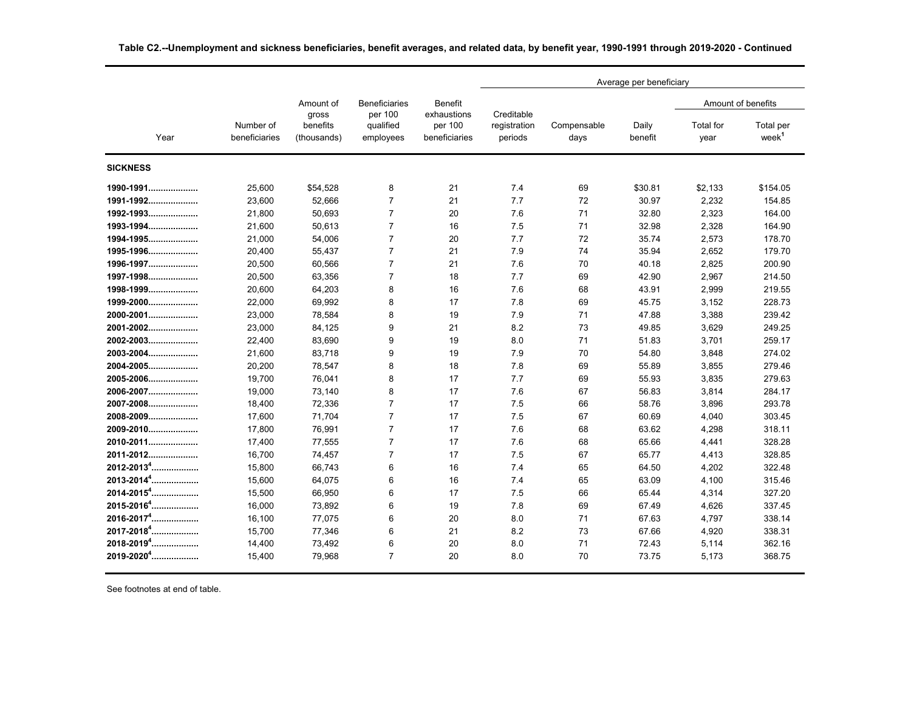**Table C2.--Unemployment and sickness beneficiaries, benefit averages, and related data, by benefit year, 1990-1991 through 2019-2020 - Continued**

| | | | | | Average per beneficiary | | | | |
|---|---|---|---|---|---|---|---|---|---|
| | | | | | | | | Amount of benefits | |
| Year | Number of beneficiaries | Amount of gross benefits (thousands) | Beneficiaries per 100 qualified employees | Benefit exhaustions per 100 beneficiaries | Creditable registration periods | Compensable days | Daily benefit | Total for year | Total per week[1] |
| **SICKNESS** | | | | | | | | | |
| **1990-1991** | 25,600 | $54,528 | 8 | 21 | 7.4 | 69 | $30.81 | $2,133 | $154.05 |
| **1991-1992** | 23,600 | 52,666 | 7 | 21 | 7.7 | 72 | 30.97 | 2,232 | 154.85 |
| **1992-1993** | 21,800 | 50,693 | 7 | 20 | 7.6 | 71 | 32.80 | 2,323 | 164.00 |
| **1993-1994** | 21,600 | 50,613 | 7 | 16 | 7.5 | 71 | 32.98 | 2,328 | 164.90 |
| **1994-1995** | 21,000 | 54,006 | 7 | 20 | 7.7 | 72 | 35.74 | 2,573 | 178.70 |
| **1995-1996** | 20,400 | 55,437 | 7 | 21 | 7.9 | 74 | 35.94 | 2,652 | 179.70 |
| **1996-1997** | 20,500 | 60,566 | 7 | 21 | 7.6 | 70 | 40.18 | 2,825 | 200.90 |
| **1997-1998** | 20,500 | 63,356 | 7 | 18 | 7.7 | 69 | 42.90 | 2,967 | 214.50 |
| **1998-1999** | 20,600 | 64,203 | 8 | 16 | 7.6 | 68 | 43.91 | 2,999 | 219.55 |
| **1999-2000** | 22,000 | 69,992 | 8 | 17 | 7.8 | 69 | 45.75 | 3,152 | 228.73 |
| **2000-2001** | 23,000 | 78,584 | 8 | 19 | 7.9 | 71 | 47.88 | 3,388 | 239.42 |
| **2001-2002** | 23,000 | 84,125 | 9 | 21 | 8.2 | 73 | 49.85 | 3,629 | 249.25 |
| **2002-2003** | 22,400 | 83,690 | 9 | 19 | 8.0 | 71 | 51.83 | 3,701 | 259.17 |
| **2003-2004** | 21,600 | 83,718 | 9 | 19 | 7.9 | 70 | 54.80 | 3,848 | 274.02 |
| **2004-2005** | 20,200 | 78,547 | 8 | 18 | 7.8 | 69 | 55.89 | 3,855 | 279.46 |
| **2005-2006** | 19,700 | 76,041 | 8 | 17 | 7.7 | 69 | 55.93 | 3,835 | 279.63 |
| **2006-2007** | 19,000 | 73,140 | 8 | 17 | 7.6 | 67 | 56.83 | 3,814 | 284.17 |
| **2007-2008** | 18,400 | 72,336 | 7 | 17 | 7.5 | 66 | 58.76 | 3,896 | 293.78 |
| **2008-2009** | 17,600 | 71,704 | 7 | 17 | 7.5 | 67 | 60.69 | 4,040 | 303.45 |
| **2009-2010** | 17,800 | 76,991 | 7 | 17 | 7.6 | 68 | 63.62 | 4,298 | 318.11 |
| **2010-2011** | 17,400 | 77,555 | 7 | 17 | 7.6 | 68 | 65.66 | 4,441 | 328.28 |
| **2011-2012** | 16,700 | 74,457 | 7 | 17 | 7.5 | 67 | 65.77 | 4,413 | 328.85 |
| **2012-2013[4]** | 15,800 | 66,743 | 6 | 16 | 7.4 | 65 | 64.50 | 4,202 | 322.48 |
| **2013-2014[4]** | 15,600 | 64,075 | 6 | 16 | 7.4 | 65 | 63.09 | 4,100 | 315.46 |
| **2014-2015[4]** | 15,500 | 66,950 | 6 | 17 | 7.5 | 66 | 65.44 | 4,314 | 327.20 |
| **2015-2016[4]** | 16,000 | 73,892 | 6 | 19 | 7.8 | 69 | 67.49 | 4,626 | 337.45 |
| **2016-2017[4]** | 16,100 | 77,075 | 6 | 20 | 8.0 | 71 | 67.63 | 4,797 | 338.14 |
| **2017-2018[4]** | 15,700 | 77,346 | 6 | 21 | 8.2 | 73 | 67.66 | 4,920 | 338.31 |
| **2018-2019[4]** | 14,400 | 73,492 | 6 | 20 | 8.0 | 71 | 72.43 | 5,114 | 362.16 |
| **2019-2020[4]** | 15,400 | 79,968 | 7 | 20 | 8.0 | 70 | 73.75 | 5,173 | 368.75 |

See footnotes at end of table.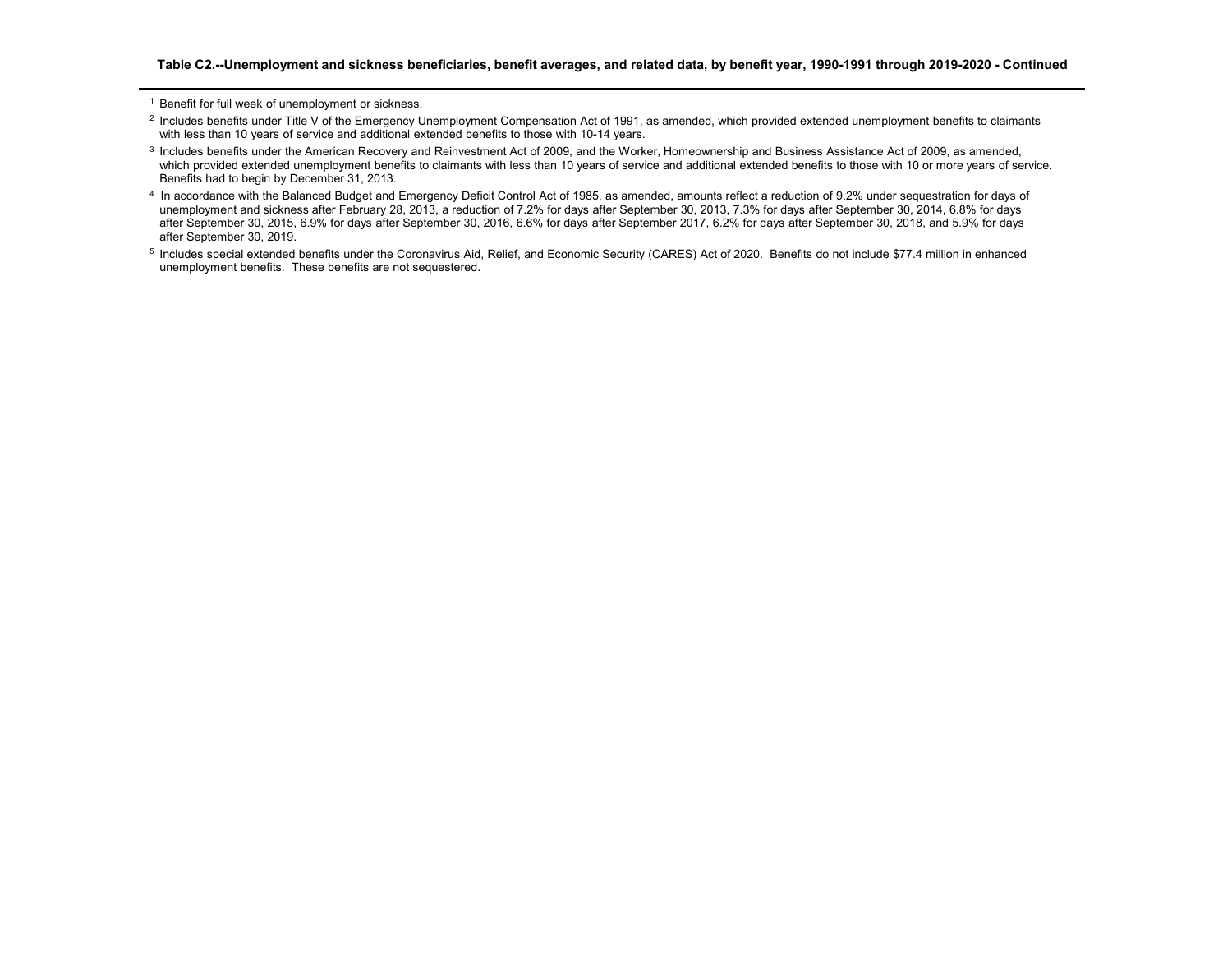**Table C2.--Unemployment and sickness beneficiaries, benefit averages, and related data, by benefit year, 1990-1991 through 2019-2020 - Continued**

[1] Benefit for full week of unemployment or sickness.

[2] Includes benefits under Title V of the Emergency Unemployment Compensation Act of 1991, as amended, which provided extended unemployment benefits to claimants with less than 10 years of service and additional extended benefits to those with 10-14 years.

[3] Includes benefits under the American Recovery and Reinvestment Act of 2009, and the Worker, Homeownership and Business Assistance Act of 2009, as amended, which provided extended unemployment benefits to claimants with less than 10 years of service and additional extended benefits to those with 10 or more years of service. Benefits had to begin by December 31, 2013.

[4] In accordance with the Balanced Budget and Emergency Deficit Control Act of 1985, as amended, amounts reflect a reduction of 9.2% under sequestration for days of unemployment and sickness after February 28, 2013, a reduction of 7.2% for days after September 30, 2013, 7.3% for days after September 30, 2014, 6.8% for days after September 30, 2015, 6.9% for days after September 30, 2016, 6.6% for days after September 2017, 6.2% for days after September 30, 2018, and 5.9% for days after September 30, 2019.

[5] Includes special extended benefits under the Coronavirus Aid, Relief, and Economic Security (CARES) Act of 2020. Benefits do not include $77.4 million in enhanced unemployment benefits. These benefits are not sequestered.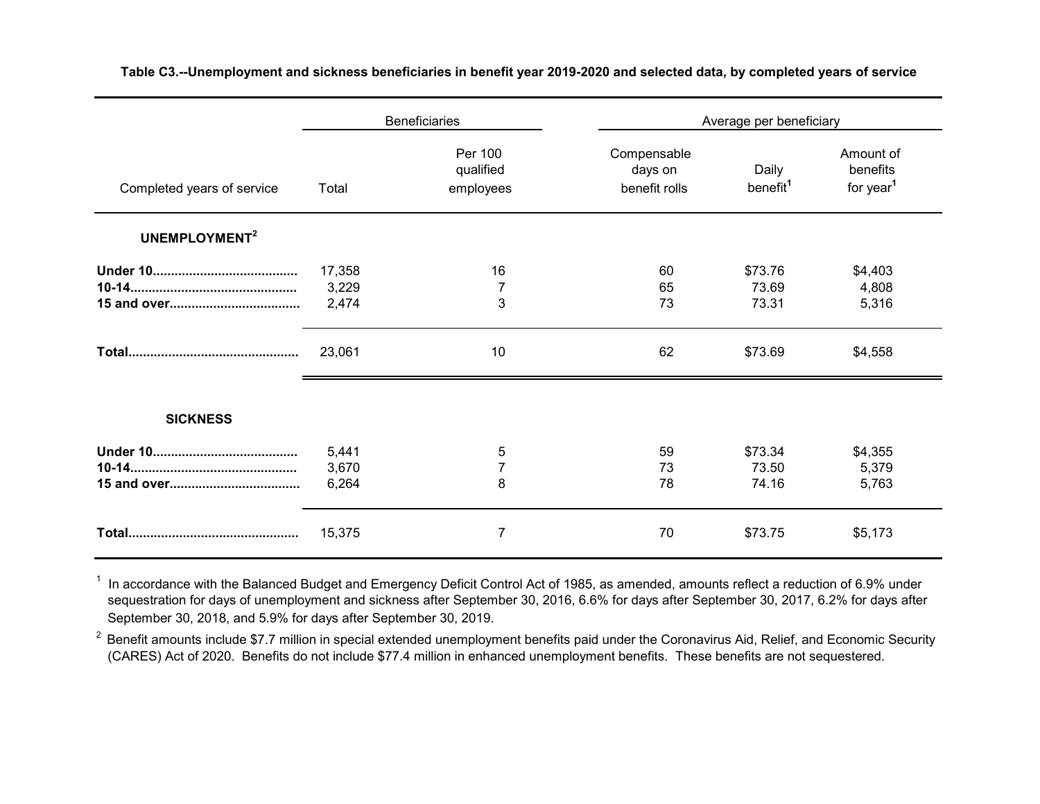**Table C3.--Unemployment and sickness beneficiaries in benefit year 2019-2020 and selected data, by completed years of service**

| | Beneficiaries | | Average per beneficiary | | |
|---|---|---|---|---|---|
| Completed years of service | Total | Per 100 qualified employees | Compensable days on benefit rolls | Daily benefit[1] | Amount of benefits for year[1] |
| **UNEMPLOYMENT[2]** | | | | | |
| **Under 10** | 17,358 | 16 | 60 | $73.76 | $4,403 |
| **10-14** | 3,229 | 7 | 65 | 73.69 | 4,808 |
| **15 and over** | 2,474 | 3 | 73 | 73.31 | 5,316 |
| **Total** | 23,061 | 10 | 62 | $73.69 | $4,558 |
| **SICKNESS** | | | | | |
| **Under 10** | 5,441 | 5 | 59 | $73.34 | $4,355 |
| **10-14** | 3,670 | 7 | 73 | 73.50 | 5,379 |
| **15 and over** | 6,264 | 8 | 78 | 74.16 | 5,763 |
| **Total** | 15,375 | 7 | 70 | $73.75 | $5,173 |

[1] In accordance with the Balanced Budget and Emergency Deficit Control Act of 1985, as amended, amounts reflect a reduction of 6.9% under sequestration for days of unemployment and sickness after September 30, 2016, 6.6% for days after September 30, 2017, 6.2% for days after September 30, 2018, and 5.9% for days after September 30, 2019.

[2] Benefit amounts include $7.7 million in special extended unemployment benefits paid under the Coronavirus Aid, Relief, and Economic Security (CARES) Act of 2020. Benefits do not include $77.4 million in enhanced unemployment benefits. These benefits are not sequestered.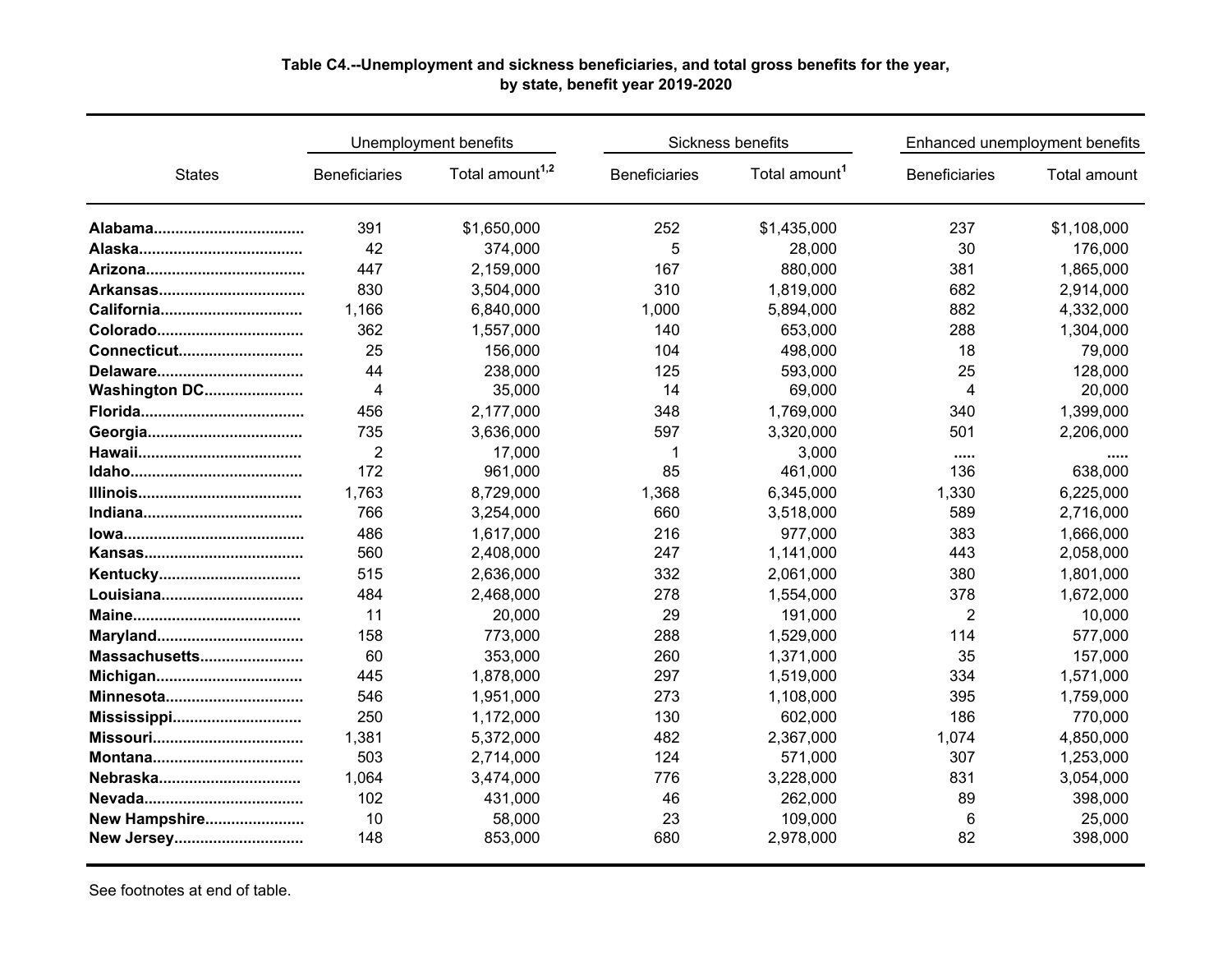**Table C4.--Unemployment and sickness beneficiaries, and total gross benefits for the year, by state, benefit year 2019-2020**

| States | Unemployment benefits | | Sickness benefits | | Enhanced unemployment benefits | |
|---|---|---|---|---|---|---|
| | Beneficiaries | Total amount[1,2] | Beneficiaries | Total amount[1] | Beneficiaries | Total amount |
| **Alabama** | 391 | $1,650,000 | 252 | $1,435,000 | 237 | $1,108,000 |
| **Alaska** | 42 | 374,000 | 5 | 28,000 | 30 | 176,000 |
| **Arizona** | 447 | 2,159,000 | 167 | 880,000 | 381 | 1,865,000 |
| **Arkansas** | 830 | 3,504,000 | 310 | 1,819,000 | 682 | 2,914,000 |
| **California** | 1,166 | 6,840,000 | 1,000 | 5,894,000 | 882 | 4,332,000 |
| **Colorado** | 362 | 1,557,000 | 140 | 653,000 | 288 | 1,304,000 |
| **Connecticut** | 25 | 156,000 | 104 | 498,000 | 18 | 79,000 |
| **Delaware** | 44 | 238,000 | 125 | 593,000 | 25 | 128,000 |
| **Washington DC** | 4 | 35,000 | 14 | 69,000 | 4 | 20,000 |
| **Florida** | 456 | 2,177,000 | 348 | 1,769,000 | 340 | 1,399,000 |
| **Georgia** | 735 | 3,636,000 | 597 | 3,320,000 | 501 | 2,206,000 |
| **Hawaii** | 2 | 17,000 | 1 | 3,000 | ..... | ..... |
| **Idaho** | 172 | 961,000 | 85 | 461,000 | 136 | 638,000 |
| **Illinois** | 1,763 | 8,729,000 | 1,368 | 6,345,000 | 1,330 | 6,225,000 |
| **Indiana** | 766 | 3,254,000 | 660 | 3,518,000 | 589 | 2,716,000 |
| **Iowa** | 486 | 1,617,000 | 216 | 977,000 | 383 | 1,666,000 |
| **Kansas** | 560 | 2,408,000 | 247 | 1,141,000 | 443 | 2,058,000 |
| **Kentucky** | 515 | 2,636,000 | 332 | 2,061,000 | 380 | 1,801,000 |
| **Louisiana** | 484 | 2,468,000 | 278 | 1,554,000 | 378 | 1,672,000 |
| **Maine** | 11 | 20,000 | 29 | 191,000 | 2 | 10,000 |
| **Maryland** | 158 | 773,000 | 288 | 1,529,000 | 114 | 577,000 |
| **Massachusetts** | 60 | 353,000 | 260 | 1,371,000 | 35 | 157,000 |
| **Michigan** | 445 | 1,878,000 | 297 | 1,519,000 | 334 | 1,571,000 |
| **Minnesota** | 546 | 1,951,000 | 273 | 1,108,000 | 395 | 1,759,000 |
| **Mississippi** | 250 | 1,172,000 | 130 | 602,000 | 186 | 770,000 |
| **Missouri** | 1,381 | 5,372,000 | 482 | 2,367,000 | 1,074 | 4,850,000 |
| **Montana** | 503 | 2,714,000 | 124 | 571,000 | 307 | 1,253,000 |
| **Nebraska** | 1,064 | 3,474,000 | 776 | 3,228,000 | 831 | 3,054,000 |
| **Nevada** | 102 | 431,000 | 46 | 262,000 | 89 | 398,000 |
| **New Hampshire** | 10 | 58,000 | 23 | 109,000 | 6 | 25,000 |
| **New Jersey** | 148 | 853,000 | 680 | 2,978,000 | 82 | 398,000 |

See footnotes at end of table.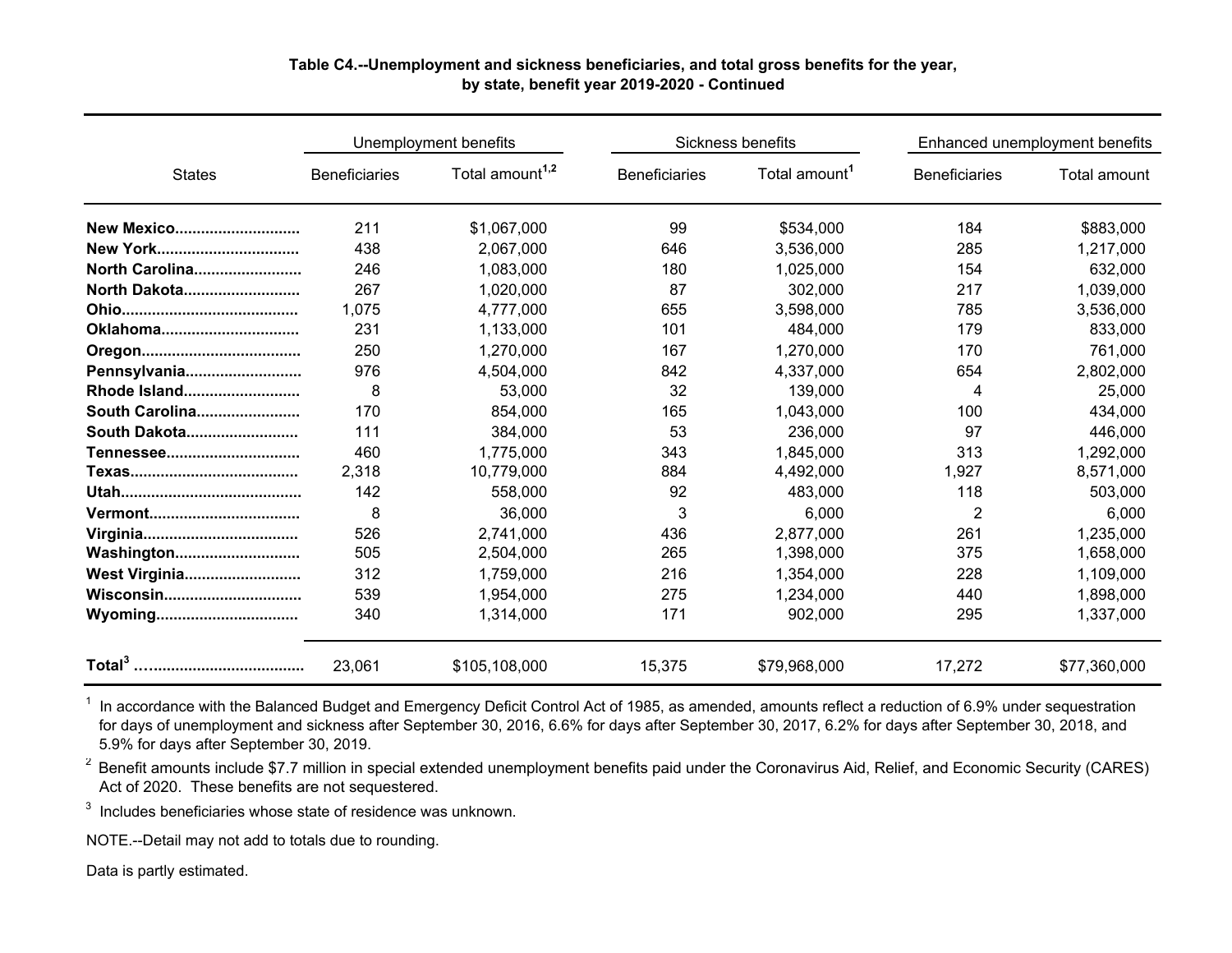**Table C4.--Unemployment and sickness beneficiaries, and total gross benefits for the year, by state, benefit year 2019-2020 - Continued**

| States | Unemployment benefits | | Sickness benefits | | Enhanced unemployment benefits | |
|---|---|---|---|---|---|---|
| | Beneficiaries | Total amount[1,2] | Beneficiaries | Total amount[1] | Beneficiaries | Total amount |
| **New Mexico** | 211 | $1,067,000 | 99 | $534,000 | 184 | $883,000 |
| **New York** | 438 | 2,067,000 | 646 | 3,536,000 | 285 | 1,217,000 |
| **North Carolina** | 246 | 1,083,000 | 180 | 1,025,000 | 154 | 632,000 |
| **North Dakota** | 267 | 1,020,000 | 87 | 302,000 | 217 | 1,039,000 |
| **Ohio** | 1,075 | 4,777,000 | 655 | 3,598,000 | 785 | 3,536,000 |
| **Oklahoma** | 231 | 1,133,000 | 101 | 484,000 | 179 | 833,000 |
| **Oregon** | 250 | 1,270,000 | 167 | 1,270,000 | 170 | 761,000 |
| **Pennsylvania** | 976 | 4,504,000 | 842 | 4,337,000 | 654 | 2,802,000 |
| **Rhode Island** | 8 | 53,000 | 32 | 139,000 | 4 | 25,000 |
| **South Carolina** | 170 | 854,000 | 165 | 1,043,000 | 100 | 434,000 |
| **South Dakota** | 111 | 384,000 | 53 | 236,000 | 97 | 446,000 |
| **Tennessee** | 460 | 1,775,000 | 343 | 1,845,000 | 313 | 1,292,000 |
| **Texas** | 2,318 | 10,779,000 | 884 | 4,492,000 | 1,927 | 8,571,000 |
| **Utah** | 142 | 558,000 | 92 | 483,000 | 118 | 503,000 |
| **Vermont** | 8 | 36,000 | 3 | 6,000 | 2 | 6,000 |
| **Virginia** | 526 | 2,741,000 | 436 | 2,877,000 | 261 | 1,235,000 |
| **Washington** | 505 | 2,504,000 | 265 | 1,398,000 | 375 | 1,658,000 |
| **West Virginia** | 312 | 1,759,000 | 216 | 1,354,000 | 228 | 1,109,000 |
| **Wisconsin** | 539 | 1,954,000 | 275 | 1,234,000 | 440 | 1,898,000 |
| **Wyoming** | 340 | 1,314,000 | 171 | 902,000 | 295 | 1,337,000 |
| **Total[3]** | 23,061 | $105,108,000 | 15,375 | $79,968,000 | 17,272 | $77,360,000 |

[1] In accordance with the Balanced Budget and Emergency Deficit Control Act of 1985, as amended, amounts reflect a reduction of 6.9% under sequestration for days of unemployment and sickness after September 30, 2016, 6.6% for days after September 30, 2017, 6.2% for days after September 30, 2018, and 5.9% for days after September 30, 2019.

[2] Benefit amounts include $7.7 million in special extended unemployment benefits paid under the Coronavirus Aid, Relief, and Economic Security (CARES) Act of 2020. These benefits are not sequestered.

[3] Includes beneficiaries whose state of residence was unknown.

NOTE.--Detail may not add to totals due to rounding.

Data is partly estimated.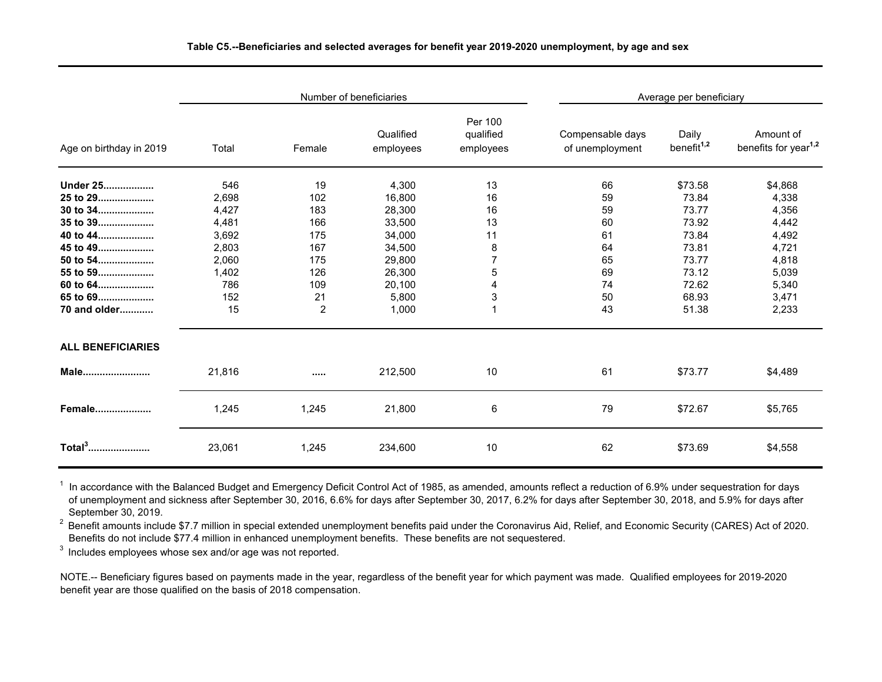**Table C5.--Beneficiaries and selected averages for benefit year 2019-2020 unemployment, by age and sex**

| Age on birthday in 2019 | Number of beneficiaries | | | | Average per beneficiary | | |
|---|---|---|---|---|---|---|---|
| | Total | Female | Qualified employees | Per 100 qualified employees | Compensable days of unemployment | Daily benefit[1,2] | Amount of benefits for year[1,2] |
| **Under 25.................** | 546 | 19 | 4,300 | 13 | 66 | $73.58 | $4,868 |
| **25 to 29...................** | 2,698 | 102 | 16,800 | 16 | 59 | 73.84 | 4,338 |
| **30 to 34...................** | 4,427 | 183 | 28,300 | 16 | 59 | 73.77 | 4,356 |
| **35 to 39...................** | 4,481 | 166 | 33,500 | 13 | 60 | 73.92 | 4,442 |
| **40 to 44...................** | 3,692 | 175 | 34,000 | 11 | 61 | 73.84 | 4,492 |
| **45 to 49...................** | 2,803 | 167 | 34,500 | 8 | 64 | 73.81 | 4,721 |
| **50 to 54...................** | 2,060 | 175 | 29,800 | 7 | 65 | 73.77 | 4,818 |
| **55 to 59...................** | 1,402 | 126 | 26,300 | 5 | 69 | 73.12 | 5,039 |
| **60 to 64...................** | 786 | 109 | 20,100 | 4 | 74 | 72.62 | 5,340 |
| **65 to 69...................** | 152 | 21 | 5,800 | 3 | 50 | 68.93 | 3,471 |
| **70 and older...........** | 15 | 2 | 1,000 | 1 | 43 | 51.38 | 2,233 |
| **ALL BENEFICIARIES** | | | | | | | |
| **Male.......................** | 21,816 | ..... | 212,500 | 10 | 61 | $73.77 | $4,489 |
| **Female...................** | 1,245 | 1,245 | 21,800 | 6 | 79 | $72.67 | $5,765 |
| **Total[3].....................** | 23,061 | 1,245 | 234,600 | 10 | 62 | $73.69 | $4,558 |

[1] In accordance with the Balanced Budget and Emergency Deficit Control Act of 1985, as amended, amounts reflect a reduction of 6.9% under sequestration for days of unemployment and sickness after September 30, 2016, 6.6% for days after September 30, 2017, 6.2% for days after September 30, 2018, and 5.9% for days after September 30, 2019.

[2] Benefit amounts include $7.7 million in special extended unemployment benefits paid under the Coronavirus Aid, Relief, and Economic Security (CARES) Act of 2020. Benefits do not include $77.4 million in enhanced unemployment benefits. These benefits are not sequestered.

[3] Includes employees whose sex and/or age was not reported.

NOTE.-- Beneficiary figures based on payments made in the year, regardless of the benefit year for which payment was made. Qualified employees for 2019-2020 benefit year are those qualified on the basis of 2018 compensation.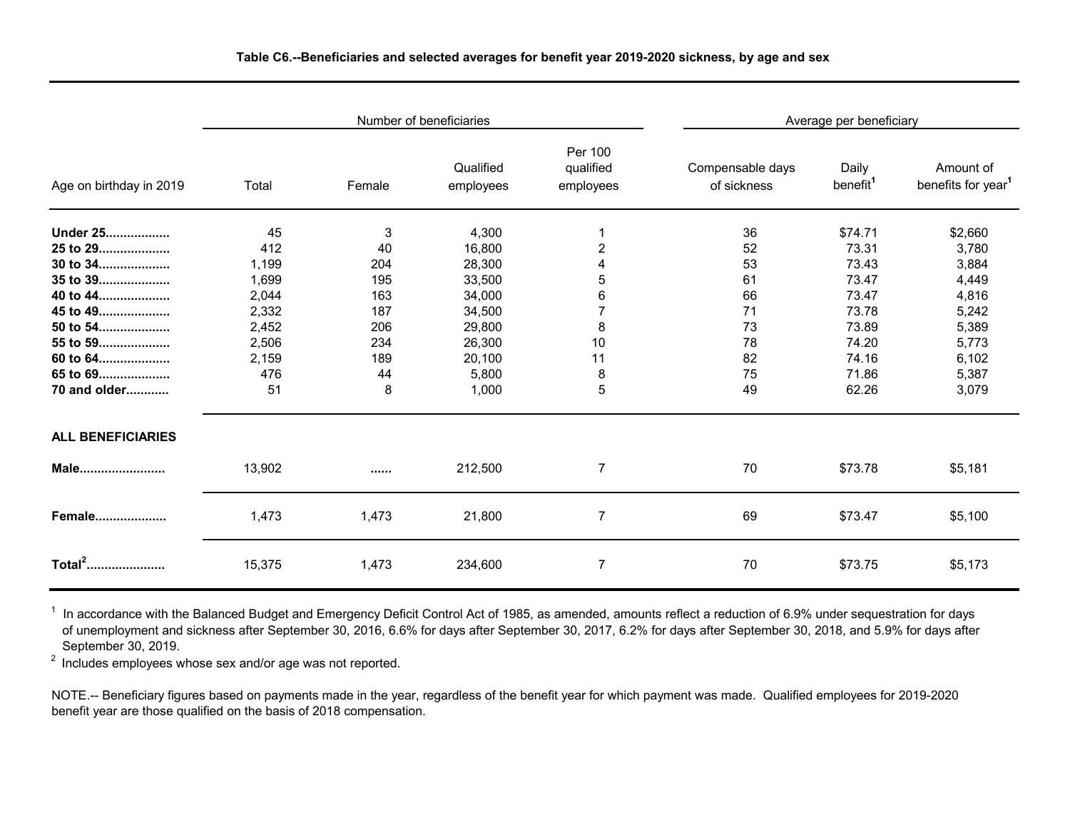**Table C6.--Beneficiaries and selected averages for benefit year 2019-2020 sickness, by age and sex**

| Age on birthday in 2019 | Number of beneficiaries | | | | Average per beneficiary | | |
|---|---|---|---|---|---|---|---|
| | Total | Female | Qualified employees | Per 100 qualified employees | Compensable days of sickness | Daily benefit[1] | Amount of benefits for year[1] |
| **Under 25** | 45 | 3 | 4,300 | 1 | 36 | $74.71 | $2,660 |
| **25 to 29** | 412 | 40 | 16,800 | 2 | 52 | 73.31 | 3,780 |
| **30 to 34** | 1,199 | 204 | 28,300 | 4 | 53 | 73.43 | 3,884 |
| **35 to 39** | 1,699 | 195 | 33,500 | 5 | 61 | 73.47 | 4,449 |
| **40 to 44** | 2,044 | 163 | 34,000 | 6 | 66 | 73.47 | 4,816 |
| **45 to 49** | 2,332 | 187 | 34,500 | 7 | 71 | 73.78 | 5,242 |
| **50 to 54** | 2,452 | 206 | 29,800 | 8 | 73 | 73.89 | 5,389 |
| **55 to 59** | 2,506 | 234 | 26,300 | 10 | 78 | 74.20 | 5,773 |
| **60 to 64** | 2,159 | 189 | 20,100 | 11 | 82 | 74.16 | 6,102 |
| **65 to 69** | 476 | 44 | 5,800 | 8 | 75 | 71.86 | 5,387 |
| **70 and older** | 51 | 8 | 1,000 | 5 | 49 | 62.26 | 3,079 |
| **ALL BENEFICIARIES** | | | | | | | |
| **Male** | 13,902 | ...... | 212,500 | 7 | 70 | $73.78 | $5,181 |
| **Female** | 1,473 | 1,473 | 21,800 | 7 | 69 | $73.47 | $5,100 |
| **Total[2]** | 15,375 | 1,473 | 234,600 | 7 | 70 | $73.75 | $5,173 |

[1] In accordance with the Balanced Budget and Emergency Deficit Control Act of 1985, as amended, amounts reflect a reduction of 6.9% under sequestration for days of unemployment and sickness after September 30, 2016, 6.6% for days after September 30, 2017, 6.2% for days after September 30, 2018, and 5.9% for days after September 30, 2019.

[2] Includes employees whose sex and/or age was not reported.

NOTE.-- Beneficiary figures based on payments made in the year, regardless of the benefit year for which payment was made. Qualified employees for 2019-2020 benefit year are those qualified on the basis of 2018 compensation.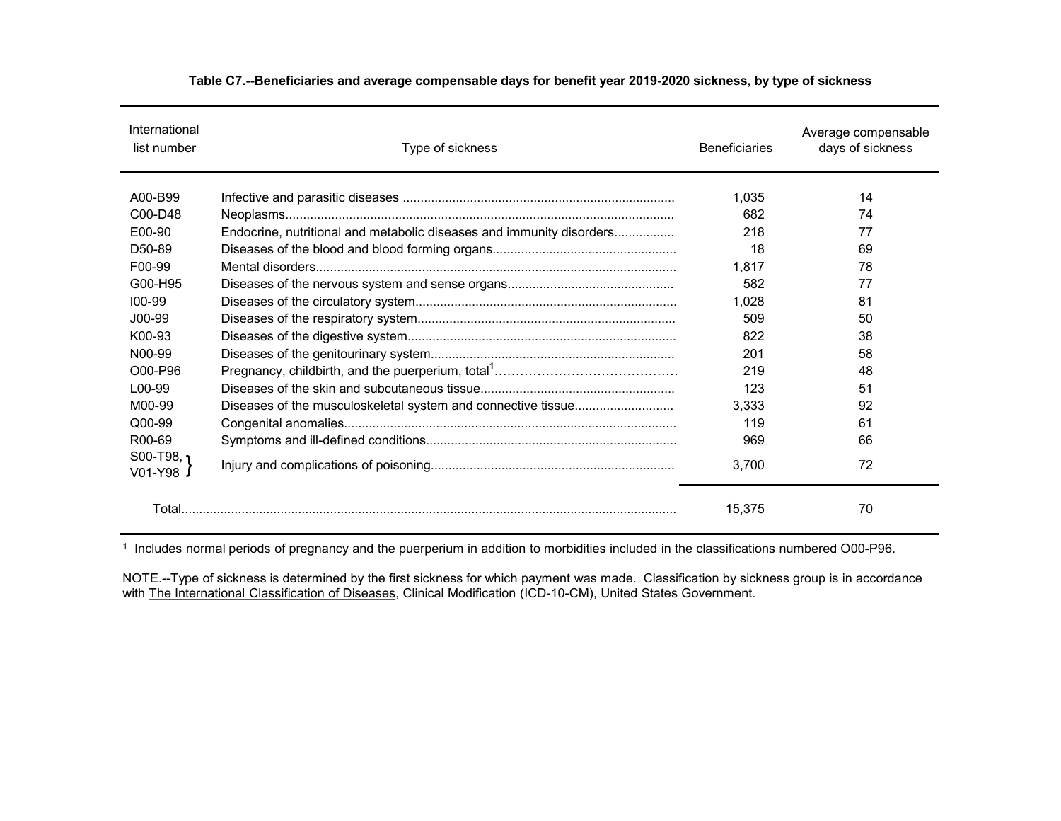**Table C7.--Beneficiaries and average compensable days for benefit year 2019-2020 sickness, by type of sickness**

| International list number | Type of sickness | Beneficiaries | Average compensable days of sickness |
|---|---|---|---|
| A00-B99 | Infective and parasitic diseases | 1,035 | 14 |
| C00-D48 | Neoplasms | 682 | 74 |
| E00-90 | Endocrine, nutritional and metabolic diseases and immunity disorders | 218 | 77 |
| D50-89 | Diseases of the blood and blood forming organs | 18 | 69 |
| F00-99 | Mental disorders | 1,817 | 78 |
| G00-H95 | Diseases of the nervous system and sense organs | 582 | 77 |
| I00-99 | Diseases of the circulatory system | 1,028 | 81 |
| J00-99 | Diseases of the respiratory system | 509 | 50 |
| K00-93 | Diseases of the digestive system | 822 | 38 |
| N00-99 | Diseases of the genitourinary system | 201 | 58 |
| O00-P96 | Pregnancy, childbirth, and the puerperium, total[1] | 219 | 48 |
| L00-99 | Diseases of the skin and subcutaneous tissue | 123 | 51 |
| M00-99 | Diseases of the musculoskeletal system and connective tissue | 3,333 | 92 |
| Q00-99 | Congenital anomalies | 119 | 61 |
| R00-69 | Symptoms and ill-defined conditions | 969 | 66 |
| S00-T98, V01-Y98 | Injury and complications of poisoning | 3,700 | 72 |
| Total | | 15,375 | 70 |

[1] Includes normal periods of pregnancy and the puerperium in addition to morbidities included in the classifications numbered O00-P96.

NOTE.--Type of sickness is determined by the first sickness for which payment was made. Classification by sickness group is in accordance with The International Classification of Diseases, Clinical Modification (ICD-10-CM), United States Government.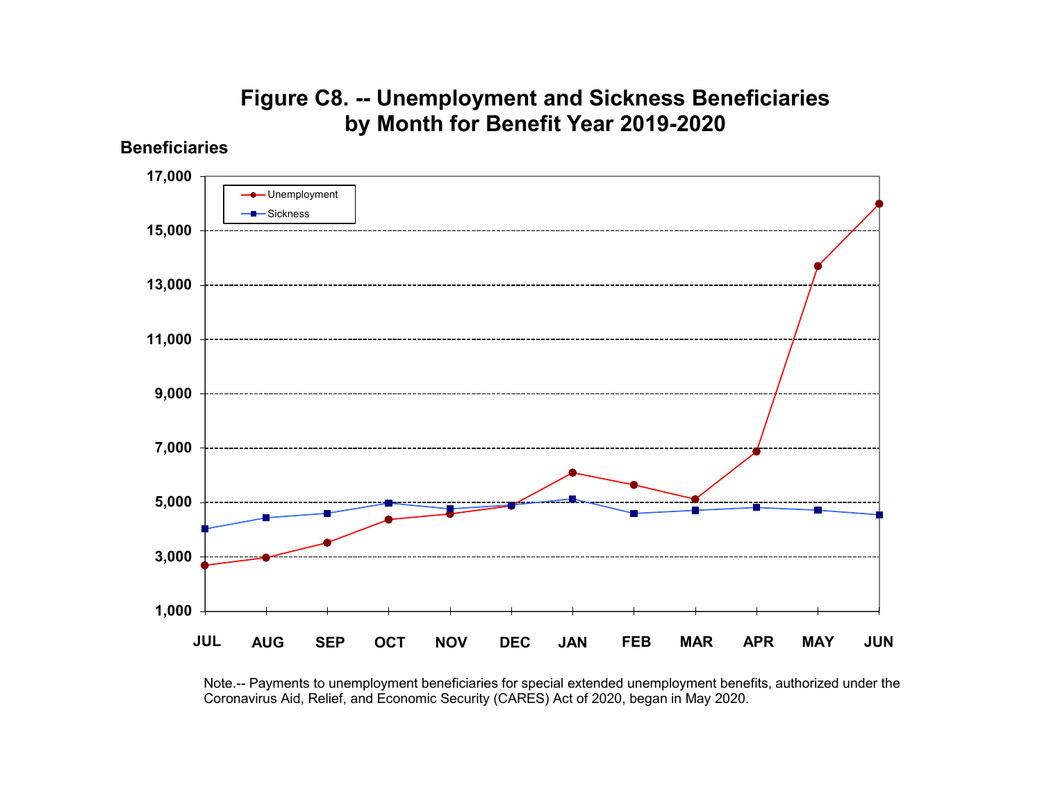# Figure C8. -- Unemployment and Sickness Beneficiaries by Month for Benefit Year 2019-2020

Note.-- Payments to unemployment beneficiaries for special extended unemployment benefits, authorized under the Coronavirus Aid, Relief, and Economic Security (CARES) Act of 2020, began in May 2020.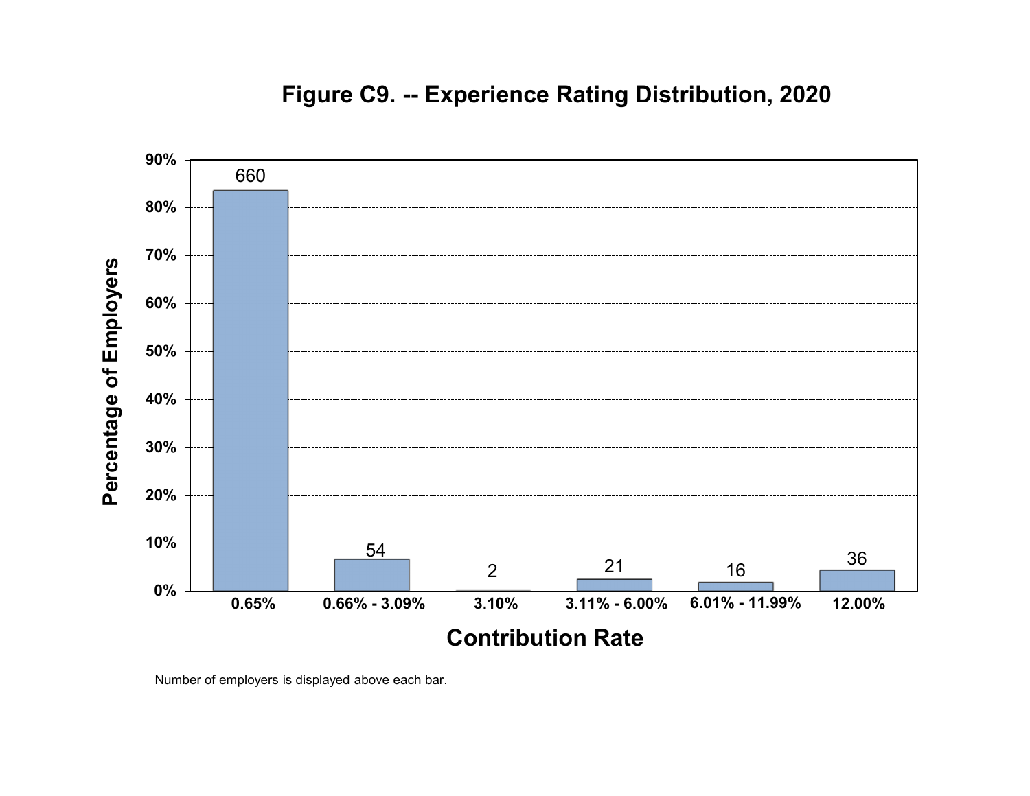# Figure C9. -- Experience Rating Distribution, 2020

Percentage of Employers

90%
80%
70%
60%
50%
40%
30%
20%
10%
0%

660
54
2
21
16
36

0.65%
0.66% - 3.09%
3.10%
3.11% - 6.00%
6.01% - 11.99%
12.00%

Contribution Rate

Number of employers is displayed above each bar.